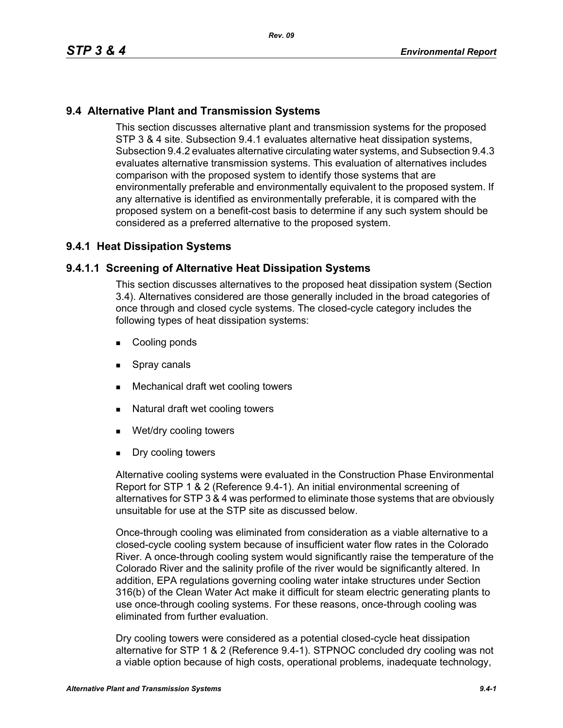## 9.4 Alternative Plant and Transmission Systems

This section discusses alternative plant and transmission systems for the proposed STP 3 & 4 site. Subsection 9.4.1 evaluates alternative heat dissipation systems, Subsection 9.4.2 evaluates alternative circulating water systems, and Subsection 9.4.3 evaluates alternative transmission systems. This evaluation of alternatives includes comparison with the proposed system to identify those systems that are environmentally preferable and environmentally equivalent to the proposed system. If any alternative is identified as environmentally preferable, it is compared with the proposed system on a benefit-cost basis to determine if any such system should be considered as a preferred alternative to the proposed system.

### 9.4.1 Heat Dissipation Systems

#### 9.4.1.1 Screening of Alternative Heat Dissipation Systems

This section discusses alternatives to the proposed heat dissipation system (Section 3.4). Alternatives considered are those generally included in the broad categories of once through and closed cycle systems. The closed-cycle category includes the following types of heat dissipation systems:

- Cooling ponds
- Spray canals
- Mechanical draft wet cooling towers
- Natural draft wet cooling towers
- Wet/dry cooling towers
- Dry cooling towers

Alternative cooling systems were evaluated in the Construction Phase Environmental Report for STP 1 & 2 (Reference 9.4-1). An initial environmental screening of alternatives for STP 3 & 4 was performed to eliminate those systems that are obviously unsuitable for use at the STP site as discussed below.

Once-through cooling was eliminated from consideration as a viable alternative to a closed-cycle cooling system because of insufficient water flow rates in the Colorado River. A once-through cooling system would significantly raise the temperature of the Colorado River and the salinity profile of the river would be significantly altered. In addition, EPA regulations governing cooling water intake structures under Section 316(b) of the Clean Water Act make it difficult for steam electric generating plants to use once-through cooling systems. For these reasons, once-through cooling was eliminated from further evaluation.

Dry cooling towers were considered as a potential closed-cycle heat dissipation alternative for STP 1 & 2 (Reference 9.4-1). STPNOC concluded dry cooling was not a viable option because of high costs, operational problems, inadequate technology,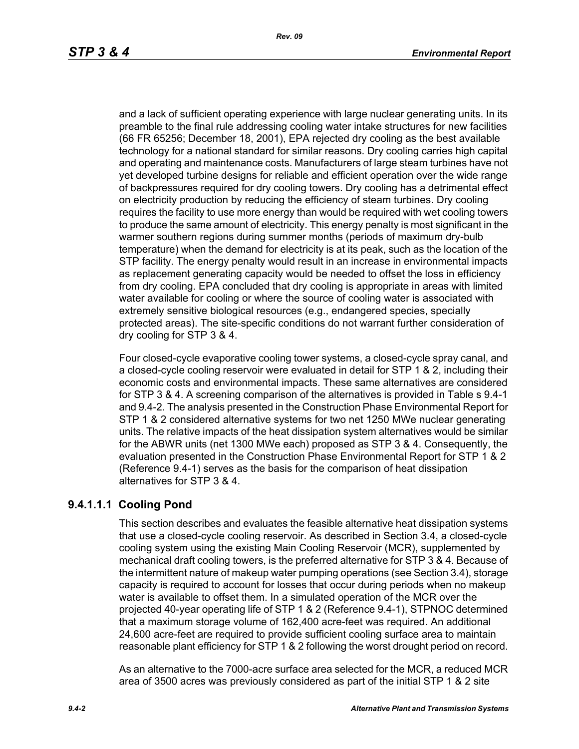and a lack of sufficient operating experience with large nuclear generating units. In its preamble to the final rule addressing cooling water intake structures for new facilities (66 FR 65256; December 18, 2001), EPA rejected dry cooling as the best available technology for a national standard for similar reasons. Dry cooling carries high capital and operating and maintenance costs. Manufacturers of large steam turbines have not yet developed turbine designs for reliable and efficient operation over the wide range of backpressures required for dry cooling towers. Dry cooling has a detrimental effect on electricity production by reducing the efficiency of steam turbines. Dry cooling requires the facility to use more energy than would be required with wet cooling towers to produce the same amount of electricity. This energy penalty is most significant in the warmer southern regions during summer months (periods of maximum dry-bulb temperature) when the demand for electricity is at its peak, such as the location of the STP facility. The energy penalty would result in an increase in environmental impacts as replacement generating capacity would be needed to offset the loss in efficiency from dry cooling. EPA concluded that dry cooling is appropriate in areas with limited water available for cooling or where the source of cooling water is associated with extremely sensitive biological resources (e.g., endangered species, specially protected areas). The site-specific conditions do not warrant further consideration of dry cooling for STP 3 & 4.

Four closed-cycle evaporative cooling tower systems, a closed-cycle spray canal, and a closed-cycle cooling reservoir were evaluated in detail for STP 1 & 2, including their economic costs and environmental impacts. These same alternatives are considered for STP 3 & 4. A screening comparison of the alternatives is provided in Table s 9.4-1 and 9.4-2. The analysis presented in the Construction Phase Environmental Report for STP 1 & 2 considered alternative systems for two net 1250 MWe nuclear generating units. The relative impacts of the heat dissipation system alternatives would be similar for the ABWR units (net 1300 MWe each) proposed as STP 3 & 4. Consequently, the evaluation presented in the Construction Phase Environmental Report for STP 1 & 2 (Reference 9.4-1) serves as the basis for the comparison of heat dissipation alternatives for STP 3 & 4.

#### 9.4.1.1.1 Cooling Pond

This section describes and evaluates the feasible alternative heat dissipation systems that use a closed-cycle cooling reservoir. As described in Section 3.4, a closed-cycle cooling system using the existing Main Cooling Reservoir (MCR), supplemented by mechanical draft cooling towers, is the preferred alternative for STP 3 & 4. Because of the intermittent nature of makeup water pumping operations (see Section 3.4), storage capacity is required to account for losses that occur during periods when no makeup water is available to offset them. In a simulated operation of the MCR over the projected 40-year operating life of STP 1 & 2 (Reference 9.4-1), STPNOC determined that a maximum storage volume of 162,400 acre-feet was required. An additional 24,600 acre-feet are required to provide sufficient cooling surface area to maintain reasonable plant efficiency for STP 1 & 2 following the worst drought period on record.

As an alternative to the 7000-acre surface area selected for the MCR, a reduced MCR area of 3500 acres was previously considered as part of the initial STP 1 & 2 site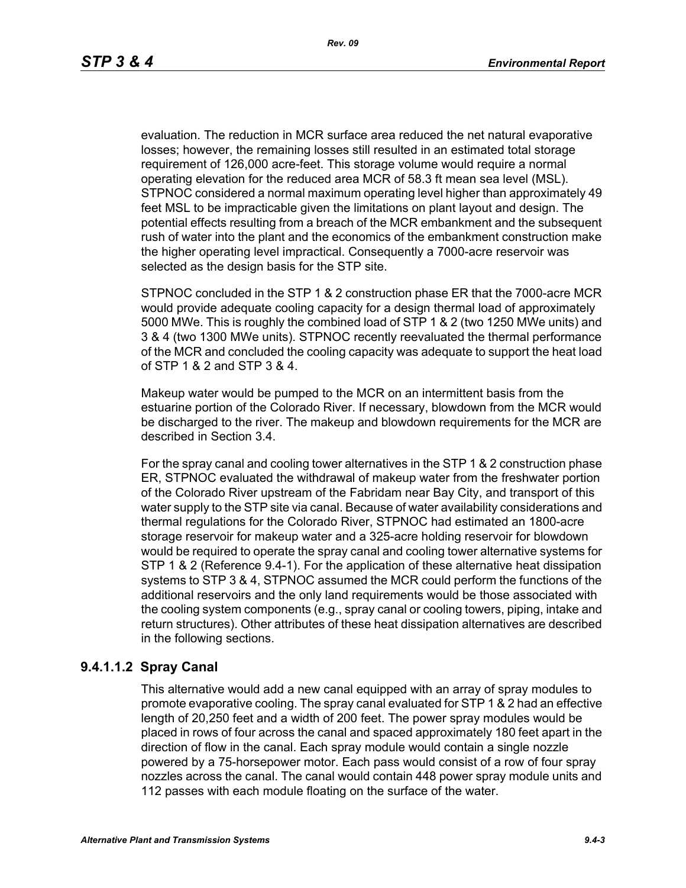evaluation. The reduction in MCR surface area reduced the net natural evaporative losses; however, the remaining losses still resulted in an estimated total storage requirement of 126,000 acre-feet. This storage volume would require a normal operating elevation for the reduced area MCR of 58.3 ft mean sea level (MSL). STPNOC considered a normal maximum operating level higher than approximately 49 feet MSL to be impracticable given the limitations on plant layout and design. The potential effects resulting from a breach of the MCR embankment and the subsequent rush of water into the plant and the economics of the embankment construction make the higher operating level impractical. Consequently a 7000-acre reservoir was selected as the design basis for the STP site.

STPNOC concluded in the STP 1 & 2 construction phase ER that the 7000-acre MCR would provide adequate cooling capacity for a design thermal load of approximately 5000 MWe. This is roughly the combined load of STP 1 & 2 (two 1250 MWe units) and 3 & 4 (two 1300 MWe units). STPNOC recently reevaluated the thermal performance of the MCR and concluded the cooling capacity was adequate to support the heat load of STP 1 & 2 and STP 3 & 4.

Makeup water would be pumped to the MCR on an intermittent basis from the estuarine portion of the Colorado River. If necessary, blowdown from the MCR would be discharged to the river. The makeup and blowdown requirements for the MCR are described in Section 3.4.

For the spray canal and cooling tower alternatives in the STP 1 & 2 construction phase ER, STPNOC evaluated the withdrawal of makeup water from the freshwater portion of the Colorado River upstream of the Fabridam near Bay City, and transport of this water supply to the STP site via canal. Because of water availability considerations and thermal regulations for the Colorado River, STPNOC had estimated an 1800-acre storage reservoir for makeup water and a 325-acre holding reservoir for blowdown would be required to operate the spray canal and cooling tower alternative systems for STP 1 & 2 (Reference 9.4-1). For the application of these alternative heat dissipation systems to STP 3 & 4, STPNOC assumed the MCR could perform the functions of the additional reservoirs and the only land requirements would be those associated with the cooling system components (e.g., spray canal or cooling towers, piping, intake and return structures). Other attributes of these heat dissipation alternatives are described in the following sections.

#### 9.4.1.1.2 Spray Canal

This alternative would add a new canal equipped with an array of spray modules to promote evaporative cooling. The spray canal evaluated for STP 1 & 2 had an effective length of 20,250 feet and a width of 200 feet. The power spray modules would be placed in rows of four across the canal and spaced approximately 180 feet apart in the direction of flow in the canal. Each spray module would contain a single nozzle powered by a 75-horsepower motor. Each pass would consist of a row of four spray nozzles across the canal. The canal would contain 448 power spray module units and 112 passes with each module floating on the surface of the water.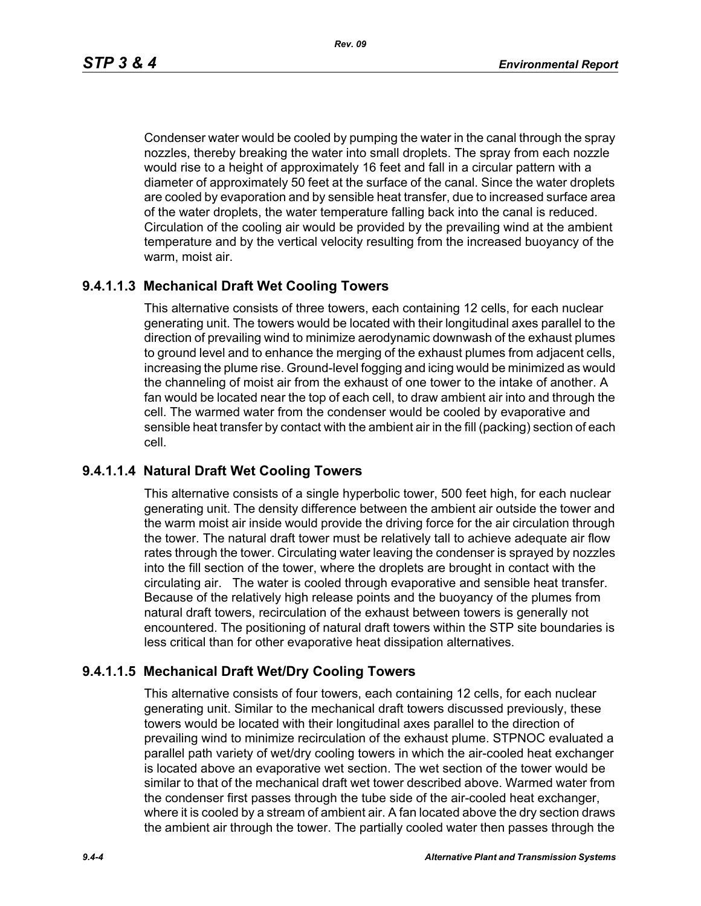Condenser water would be cooled by pumping the water in the canal through the spray nozzles, thereby breaking the water into small droplets. The spray from each nozzle would rise to a height of approximately 16 feet and fall in a circular pattern with a diameter of approximately 50 feet at the surface of the canal. Since the water droplets are cooled by evaporation and by sensible heat transfer, due to increased surface area of the water droplets, the water temperature falling back into the canal is reduced. Circulation of the cooling air would be provided by the prevailing wind at the ambient temperature and by the vertical velocity resulting from the increased buoyancy of the warm, moist air.

### 9.4.1.1.3 Mechanical Draft Wet Cooling Towers

This alternative consists of three towers, each containing 12 cells, for each nuclear generating unit. The towers would be located with their longitudinal axes parallel to the direction of prevailing wind to minimize aerodynamic downwash of the exhaust plumes to ground level and to enhance the merging of the exhaust plumes from adjacent cells, increasing the plume rise. Ground-level fogging and icing would be minimized as would the channeling of moist air from the exhaust of one tower to the intake of another. A fan would be located near the top of each cell, to draw ambient air into and through the cell. The warmed water from the condenser would be cooled by evaporative and sensible heat transfer by contact with the ambient air in the fill (packing) section of each cell.

### 9.4.1.1.4 Natural Draft Wet Cooling Towers

This alternative consists of a single hyperbolic tower, 500 feet high, for each nuclear generating unit. The density difference between the ambient air outside the tower and the warm moist air inside would provide the driving force for the air circulation through the tower. The natural draft tower must be relatively tall to achieve adequate air flow rates through the tower. Circulating water leaving the condenser is sprayed by nozzles into the fill section of the tower, where the droplets are brought in contact with the circulating air. The water is cooled through evaporative and sensible heat transfer. Because of the relatively high release points and the buoyancy of the plumes from natural draft towers, recirculation of the exhaust between towers is generally not encountered. The positioning of natural draft towers within the STP site boundaries is less critical than for other evaporative heat dissipation alternatives.

### 9.4.1.1.5 Mechanical Draft Wet/Dry Cooling Towers

This alternative consists of four towers, each containing 12 cells, for each nuclear generating unit. Similar to the mechanical draft towers discussed previously, these towers would be located with their longitudinal axes parallel to the direction of prevailing wind to minimize recirculation of the exhaust plume. STPNOC evaluated a parallel path variety of wet/dry cooling towers in which the air-cooled heat exchanger is located above an evaporative wet section. The wet section of the tower would be similar to that of the mechanical draft wet tower described above. Warmed water from the condenser first passes through the tube side of the air-cooled heat exchanger, where it is cooled by a stream of ambient air. A fan located above the dry section draws the ambient air through the tower. The partially cooled water then passes through the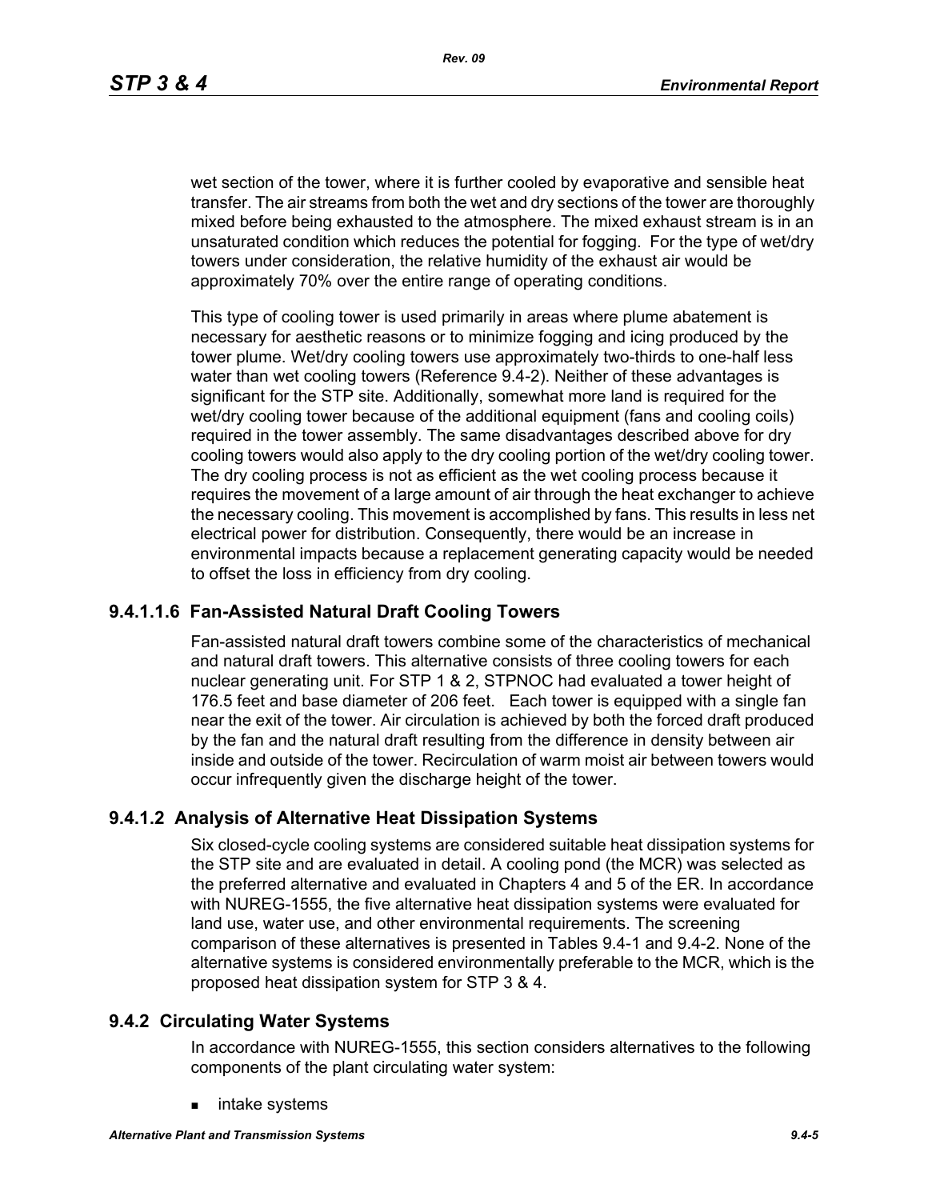wet section of the tower, where it is further cooled by evaporative and sensible heat transfer. The air streams from both the wet and dry sections of the tower are thoroughly mixed before being exhausted to the atmosphere. The mixed exhaust stream is in an unsaturated condition which reduces the potential for fogging. For the type of wet/dry towers under consideration, the relative humidity of the exhaust air would be approximately 70% over the entire range of operating conditions.

This type of cooling tower is used primarily in areas where plume abatement is necessary for aesthetic reasons or to minimize fogging and icing produced by the tower plume. Wet/dry cooling towers use approximately two-thirds to one-half less water than wet cooling towers (Reference 9.4-2). Neither of these advantages is significant for the STP site. Additionally, somewhat more land is required for the wet/dry cooling tower because of the additional equipment (fans and cooling coils) required in the tower assembly. The same disadvantages described above for dry cooling towers would also apply to the dry cooling portion of the wet/dry cooling tower. The dry cooling process is not as efficient as the wet cooling process because it requires the movement of a large amount of air through the heat exchanger to achieve the necessary cooling. This movement is accomplished by fans. This results in less net electrical power for distribution. Consequently, there would be an increase in environmental impacts because a replacement generating capacity would be needed to offset the loss in efficiency from dry cooling.

### 9.4.1.1.6 Fan-Assisted Natural Draft Cooling Towers

Fan-assisted natural draft towers combine some of the characteristics of mechanical and natural draft towers. This alternative consists of three cooling towers for each nuclear generating unit. For STP 1 & 2, STPNOC had evaluated a tower height of 176.5 feet and base diameter of 206 feet. Each tower is equipped with a single fan near the exit of the tower. Air circulation is achieved by both the forced draft produced by the fan and the natural draft resulting from the difference in density between air inside and outside of the tower. Recirculation of warm moist air between towers would occur infrequently given the discharge height of the tower.

### 9.4.1.2 Analysis of Alternative Heat Dissipation Systems

Six closed-cycle cooling systems are considered suitable heat dissipation systems for the STP site and are evaluated in detail. A cooling pond (the MCR) was selected as the preferred alternative and evaluated in Chapters 4 and 5 of the ER. In accordance with NUREG-1555, the five alternative heat dissipation systems were evaluated for land use, water use, and other environmental requirements. The screening comparison of these alternatives is presented in Tables 9.4-1 and 9.4-2. None of the alternative systems is considered environmentally preferable to the MCR, which is the proposed heat dissipation system for STP 3 & 4.

## 9.4.2 Circulating Water Systems

In accordance with NUREG-1555, this section considers alternatives to the following components of the plant circulating water system:

- intake systems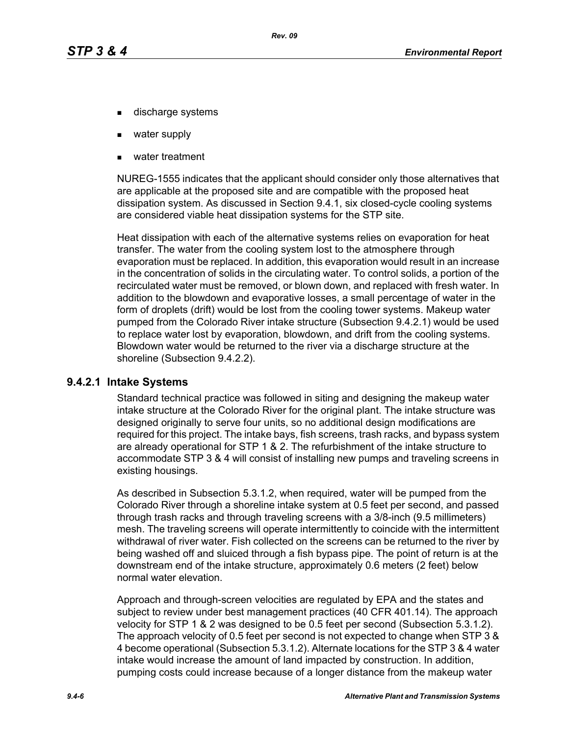- discharge systems
- water supply
- water treatment

NUREG-1555 indicates that the applicant should consider only those alternatives that are applicable at the proposed site and are compatible with the proposed heat dissipation system. As discussed in Section 9.4.1, six closed-cycle cooling systems are considered viable heat dissipation systems for the STP site.

Heat dissipation with each of the alternative systems relies on evaporation for heat transfer. The water from the cooling system lost to the atmosphere through evaporation must be replaced. In addition, this evaporation would result in an increase in the concentration of solids in the circulating water. To control solids, a portion of the recirculated water must be removed, or blown down, and replaced with fresh water. In addition to the blowdown and evaporative losses, a small percentage of water in the form of droplets (drift) would be lost from the cooling tower systems. Makeup water pumped from the Colorado River intake structure (Subsection 9.4.2.1) would be used to replace water lost by evaporation, blowdown, and drift from the cooling systems. Blowdown water would be returned to the river via a discharge structure at the shoreline (Subsection 9.4.2.2).

### 9.4.2.1 Intake Systems

Standard technical practice was followed in siting and designing the makeup water intake structure at the Colorado River for the original plant. The intake structure was designed originally to serve four units, so no additional design modifications are required for this project. The intake bays, fish screens, trash racks, and bypass system are already operational for STP 1 & 2. The refurbishment of the intake structure to accommodate STP 3 & 4 will consist of installing new pumps and traveling screens in existing housings.

As described in Subsection 5.3.1.2, when required, water will be pumped from the Colorado River through a shoreline intake system at 0.5 feet per second, and passed through trash racks and through traveling screens with a 3/8-inch (9.5 millimeters) mesh. The traveling screens will operate intermittently to coincide with the intermittent withdrawal of river water. Fish collected on the screens can be returned to the river by being washed off and sluiced through a fish bypass pipe. The point of return is at the downstream end of the intake structure, approximately 0.6 meters (2 feet) below normal water elevation.

Approach and through-screen velocities are regulated by EPA and the states and subject to review under best management practices (40 CFR 401.14). The approach velocity for STP 1 & 2 was designed to be 0.5 feet per second (Subsection 5.3.1.2). The approach velocity of 0.5 feet per second is not expected to change when STP 3 & 4 become operational (Subsection 5.3.1.2). Alternate locations for the STP 3 & 4 water intake would increase the amount of land impacted by construction. In addition, pumping costs could increase because of a longer distance from the makeup water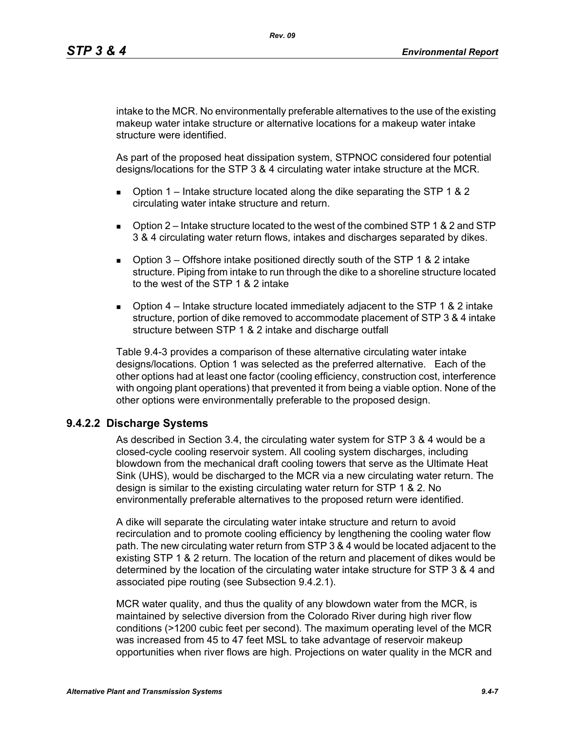intake to the MCR. No environmentally preferable alternatives to the use of the existing makeup water intake structure or alternative locations for a makeup water intake structure were identified.

As part of the proposed heat dissipation system, STPNOC considered four potential designs/locations for the STP 3 & 4 circulating water intake structure at the MCR.

- Option 1 – Intake structure located along the dike separating the STP 1 & 2 circulating water intake structure and return.
- Option 2 – Intake structure located to the west of the combined STP 1 & 2 and STP 3 & 4 circulating water return flows, intakes and discharges separated by dikes.
- Option 3 – Offshore intake positioned directly south of the STP 1 & 2 intake structure. Piping from intake to run through the dike to a shoreline structure located to the west of the STP 1 & 2 intake
- Option 4 – Intake structure located immediately adjacent to the STP 1 & 2 intake structure, portion of dike removed to accommodate placement of STP 3 & 4 intake structure between STP 1 & 2 intake and discharge outfall

Table 9.4-3 provides a comparison of these alternative circulating water intake designs/locations. Option 1 was selected as the preferred alternative. Each of the other options had at least one factor (cooling efficiency, construction cost, interference with ongoing plant operations) that prevented it from being a viable option. None of the other options were environmentally preferable to the proposed design.

### 9.4.2.2 Discharge Systems

As described in Section 3.4, the circulating water system for STP 3 & 4 would be a closed-cycle cooling reservoir system. All cooling system discharges, including blowdown from the mechanical draft cooling towers that serve as the Ultimate Heat Sink (UHS), would be discharged to the MCR via a new circulating water return. The design is similar to the existing circulating water return for STP 1 & 2. No environmentally preferable alternatives to the proposed return were identified.

A dike will separate the circulating water intake structure and return to avoid recirculation and to promote cooling efficiency by lengthening the cooling water flow path. The new circulating water return from STP 3 & 4 would be located adjacent to the existing STP 1 & 2 return. The location of the return and placement of dikes would be determined by the location of the circulating water intake structure for STP 3 & 4 and associated pipe routing (see Subsection 9.4.2.1).

MCR water quality, and thus the quality of any blowdown water from the MCR, is maintained by selective diversion from the Colorado River during high river flow conditions (>1200 cubic feet per second). The maximum operating level of the MCR was increased from 45 to 47 feet MSL to take advantage of reservoir makeup opportunities when river flows are high. Projections on water quality in the MCR and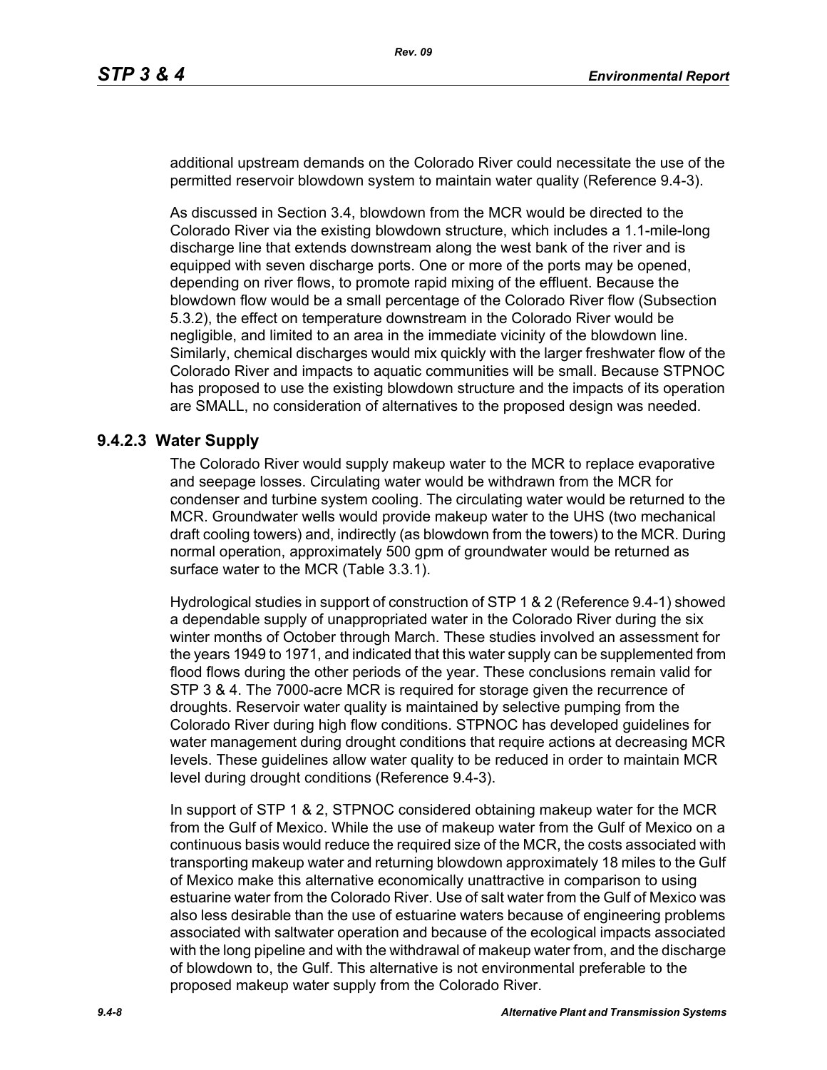additional upstream demands on the Colorado River could necessitate the use of the permitted reservoir blowdown system to maintain water quality (Reference 9.4-3).

As discussed in Section 3.4, blowdown from the MCR would be directed to the Colorado River via the existing blowdown structure, which includes a 1.1-mile-long discharge line that extends downstream along the west bank of the river and is equipped with seven discharge ports. One or more of the ports may be opened, depending on river flows, to promote rapid mixing of the effluent. Because the blowdown flow would be a small percentage of the Colorado River flow (Subsection 5.3.2), the effect on temperature downstream in the Colorado River would be negligible, and limited to an area in the immediate vicinity of the blowdown line. Similarly, chemical discharges would mix quickly with the larger freshwater flow of the Colorado River and impacts to aquatic communities will be small. Because STPNOC has proposed to use the existing blowdown structure and the impacts of its operation are SMALL, no consideration of alternatives to the proposed design was needed.

### 9.4.2.3 Water Supply

The Colorado River would supply makeup water to the MCR to replace evaporative and seepage losses. Circulating water would be withdrawn from the MCR for condenser and turbine system cooling. The circulating water would be returned to the MCR. Groundwater wells would provide makeup water to the UHS (two mechanical draft cooling towers) and, indirectly (as blowdown from the towers) to the MCR. During normal operation, approximately 500 gpm of groundwater would be returned as surface water to the MCR (Table 3.3.1).

Hydrological studies in support of construction of STP 1 & 2 (Reference 9.4-1) showed a dependable supply of unappropriated water in the Colorado River during the six winter months of October through March. These studies involved an assessment for the years 1949 to 1971, and indicated that this water supply can be supplemented from flood flows during the other periods of the year. These conclusions remain valid for STP 3 & 4. The 7000-acre MCR is required for storage given the recurrence of droughts. Reservoir water quality is maintained by selective pumping from the Colorado River during high flow conditions. STPNOC has developed guidelines for water management during drought conditions that require actions at decreasing MCR levels. These guidelines allow water quality to be reduced in order to maintain MCR level during drought conditions (Reference 9.4-3).

In support of STP 1 & 2, STPNOC considered obtaining makeup water for the MCR from the Gulf of Mexico. While the use of makeup water from the Gulf of Mexico on a continuous basis would reduce the required size of the MCR, the costs associated with transporting makeup water and returning blowdown approximately 18 miles to the Gulf of Mexico make this alternative economically unattractive in comparison to using estuarine water from the Colorado River. Use of salt water from the Gulf of Mexico was also less desirable than the use of estuarine waters because of engineering problems associated with saltwater operation and because of the ecological impacts associated with the long pipeline and with the withdrawal of makeup water from, and the discharge of blowdown to, the Gulf. This alternative is not environmental preferable to the proposed makeup water supply from the Colorado River.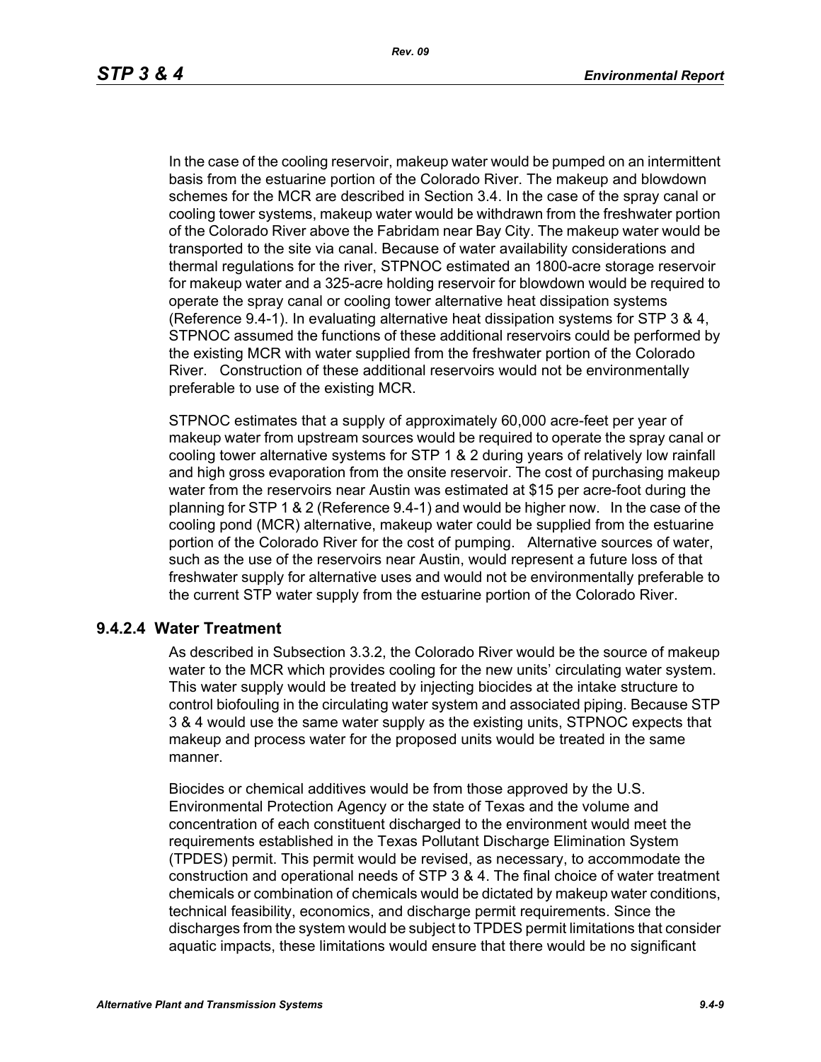In the case of the cooling reservoir, makeup water would be pumped on an intermittent basis from the estuarine portion of the Colorado River. The makeup and blowdown schemes for the MCR are described in Section 3.4. In the case of the spray canal or cooling tower systems, makeup water would be withdrawn from the freshwater portion of the Colorado River above the Fabridam near Bay City. The makeup water would be transported to the site via canal. Because of water availability considerations and thermal regulations for the river, STPNOC estimated an 1800-acre storage reservoir for makeup water and a 325-acre holding reservoir for blowdown would be required to operate the spray canal or cooling tower alternative heat dissipation systems (Reference 9.4-1). In evaluating alternative heat dissipation systems for STP 3 & 4, STPNOC assumed the functions of these additional reservoirs could be performed by the existing MCR with water supplied from the freshwater portion of the Colorado River. Construction of these additional reservoirs would not be environmentally preferable to use of the existing MCR.

STPNOC estimates that a supply of approximately 60,000 acre-feet per year of makeup water from upstream sources would be required to operate the spray canal or cooling tower alternative systems for STP 1 & 2 during years of relatively low rainfall and high gross evaporation from the onsite reservoir. The cost of purchasing makeup water from the reservoirs near Austin was estimated at $15 per acre-foot during the planning for STP 1 & 2 (Reference 9.4-1) and would be higher now. In the case of the cooling pond (MCR) alternative, makeup water could be supplied from the estuarine portion of the Colorado River for the cost of pumping. Alternative sources of water, such as the use of the reservoirs near Austin, would represent a future loss of that freshwater supply for alternative uses and would not be environmentally preferable to the current STP water supply from the estuarine portion of the Colorado River.

### 9.4.2.4 Water Treatment

As described in Subsection 3.3.2, the Colorado River would be the source of makeup water to the MCR which provides cooling for the new units' circulating water system. This water supply would be treated by injecting biocides at the intake structure to control biofouling in the circulating water system and associated piping. Because STP 3 & 4 would use the same water supply as the existing units, STPNOC expects that makeup and process water for the proposed units would be treated in the same manner.

Biocides or chemical additives would be from those approved by the U.S. Environmental Protection Agency or the state of Texas and the volume and concentration of each constituent discharged to the environment would meet the requirements established in the Texas Pollutant Discharge Elimination System (TPDES) permit. This permit would be revised, as necessary, to accommodate the construction and operational needs of STP 3 & 4. The final choice of water treatment chemicals or combination of chemicals would be dictated by makeup water conditions, technical feasibility, economics, and discharge permit requirements. Since the discharges from the system would be subject to TPDES permit limitations that consider aquatic impacts, these limitations would ensure that there would be no significant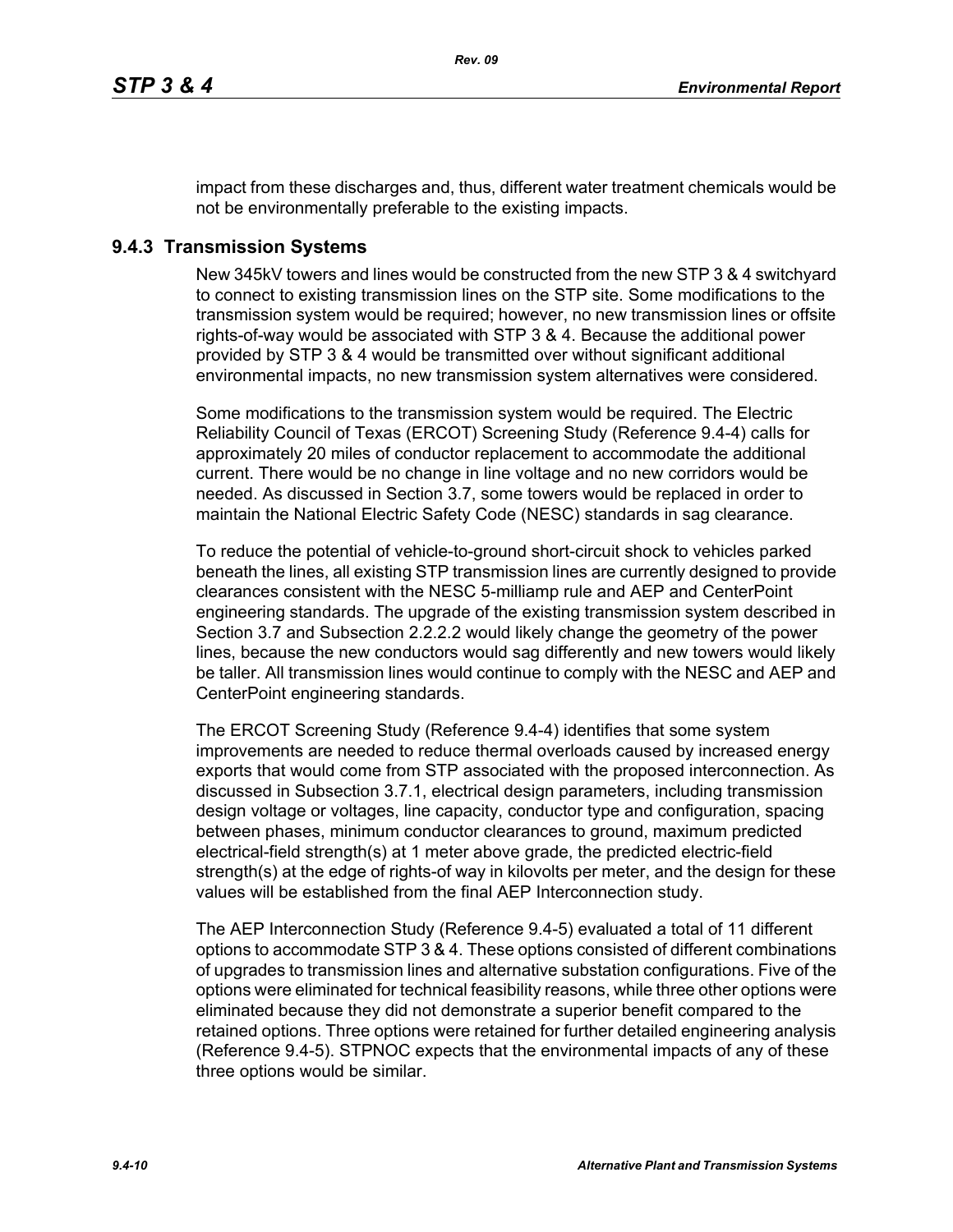impact from these discharges and, thus, different water treatment chemicals would be not be environmentally preferable to the existing impacts.

### 9.4.3 Transmission Systems

New 345kV towers and lines would be constructed from the new STP 3 & 4 switchyard to connect to existing transmission lines on the STP site. Some modifications to the transmission system would be required; however, no new transmission lines or offsite rights-of-way would be associated with STP 3 & 4. Because the additional power provided by STP 3 & 4 would be transmitted over without significant additional environmental impacts, no new transmission system alternatives were considered.

Some modifications to the transmission system would be required. The Electric Reliability Council of Texas (ERCOT) Screening Study (Reference 9.4-4) calls for approximately 20 miles of conductor replacement to accommodate the additional current. There would be no change in line voltage and no new corridors would be needed. As discussed in Section 3.7, some towers would be replaced in order to maintain the National Electric Safety Code (NESC) standards in sag clearance.

To reduce the potential of vehicle-to-ground short-circuit shock to vehicles parked beneath the lines, all existing STP transmission lines are currently designed to provide clearances consistent with the NESC 5-milliamp rule and AEP and CenterPoint engineering standards. The upgrade of the existing transmission system described in Section 3.7 and Subsection 2.2.2.2 would likely change the geometry of the power lines, because the new conductors would sag differently and new towers would likely be taller. All transmission lines would continue to comply with the NESC and AEP and CenterPoint engineering standards.

The ERCOT Screening Study (Reference 9.4-4) identifies that some system improvements are needed to reduce thermal overloads caused by increased energy exports that would come from STP associated with the proposed interconnection. As discussed in Subsection 3.7.1, electrical design parameters, including transmission design voltage or voltages, line capacity, conductor type and configuration, spacing between phases, minimum conductor clearances to ground, maximum predicted electrical-field strength(s) at 1 meter above grade, the predicted electric-field strength(s) at the edge of rights-of way in kilovolts per meter, and the design for these values will be established from the final AEP Interconnection study.

The AEP Interconnection Study (Reference 9.4-5) evaluated a total of 11 different options to accommodate STP 3 & 4. These options consisted of different combinations of upgrades to transmission lines and alternative substation configurations. Five of the options were eliminated for technical feasibility reasons, while three other options were eliminated because they did not demonstrate a superior benefit compared to the retained options. Three options were retained for further detailed engineering analysis (Reference 9.4-5). STPNOC expects that the environmental impacts of any of these three options would be similar.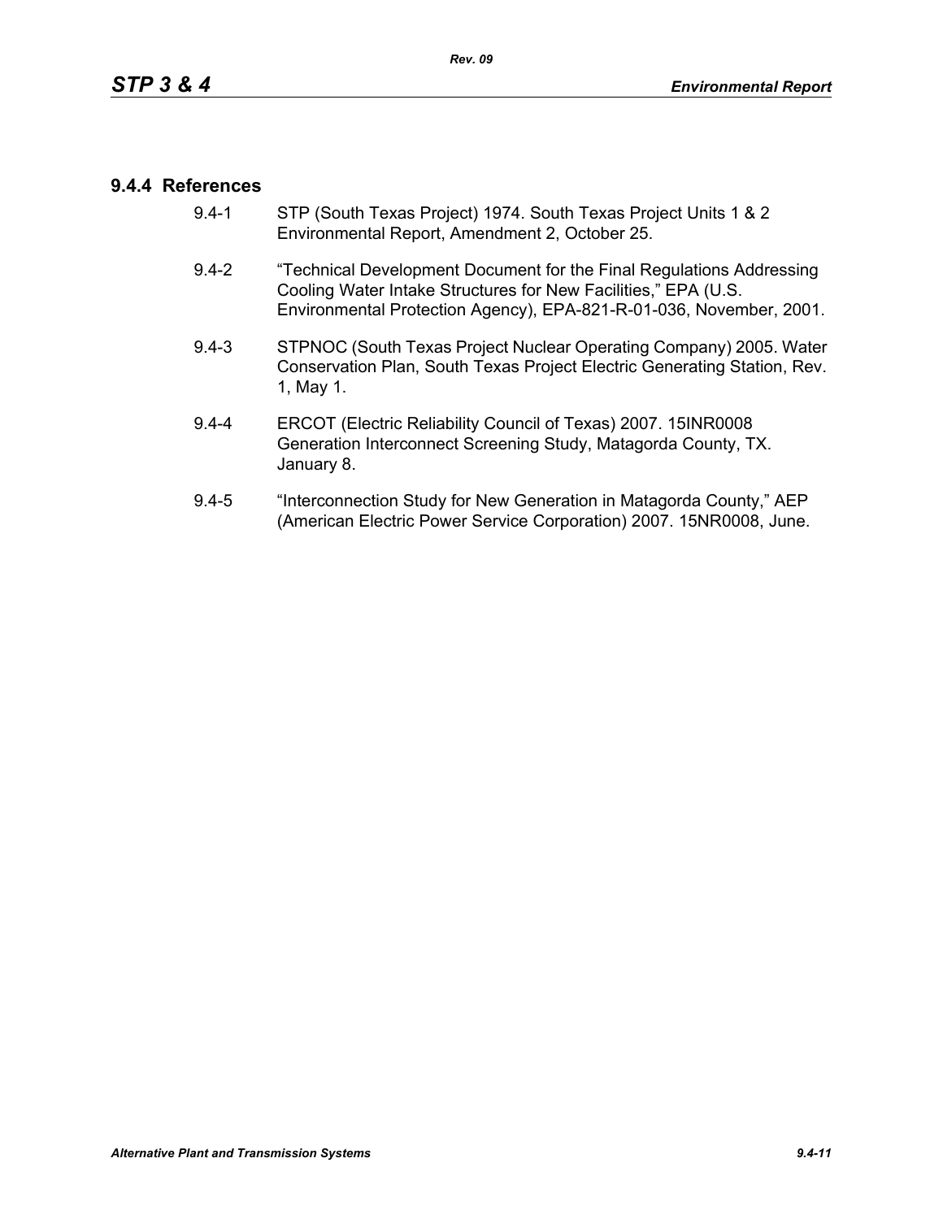### 9.4.4 References

9.4-1 STP (South Texas Project) 1974. South Texas Project Units 1 & 2 Environmental Report, Amendment 2, October 25.

9.4-2 "Technical Development Document for the Final Regulations Addressing Cooling Water Intake Structures for New Facilities," EPA (U.S. Environmental Protection Agency), EPA-821-R-01-036, November, 2001.

9.4-3 STPNOC (South Texas Project Nuclear Operating Company) 2005. Water Conservation Plan, South Texas Project Electric Generating Station, Rev. 1, May 1.

9.4-4 ERCOT (Electric Reliability Council of Texas) 2007. 15INR0008 Generation Interconnect Screening Study, Matagorda County, TX. January 8.

9.4-5 "Interconnection Study for New Generation in Matagorda County," AEP (American Electric Power Service Corporation) 2007. 15NR0008, June.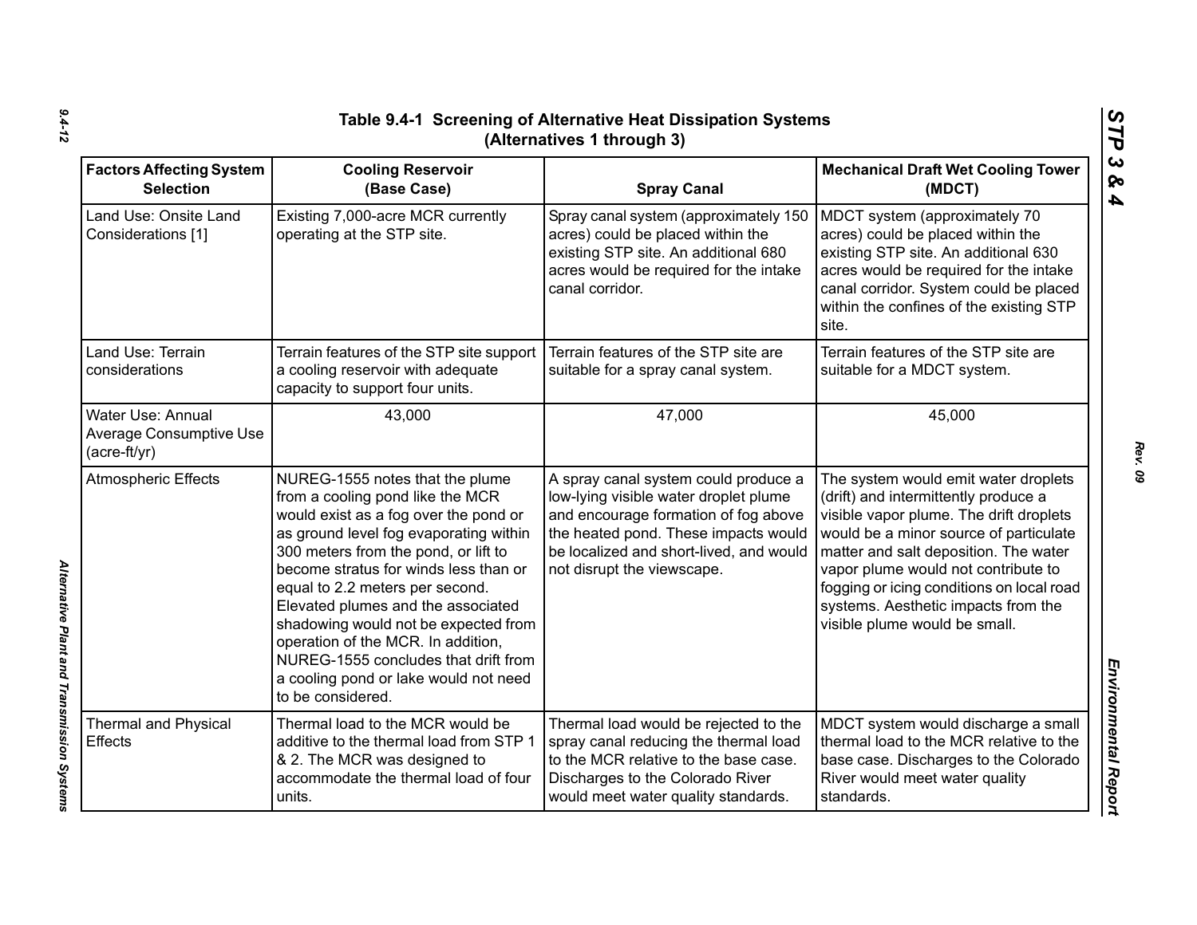## Table 9.4-1 Screening of Alternative Heat Dissipation Systems (Alternatives 1 through 3)

| Factors Affecting System Selection | Cooling Reservoir (Base Case) | Spray Canal | Mechanical Draft Wet Cooling Tower (MDCT) |
|---|---|---|---|
| Land Use: Onsite Land Considerations [1] | Existing 7,000-acre MCR currently operating at the STP site. | Spray canal system (approximately 150 acres) could be placed within the existing STP site. An additional 680 acres would be required for the intake canal corridor. | MDCT system (approximately 70 acres) could be placed within the existing STP site. An additional 630 acres would be required for the intake canal corridor. System could be placed within the confines of the existing STP site. |
| Land Use: Terrain considerations | Terrain features of the STP site support a cooling reservoir with adequate capacity to support four units. | Terrain features of the STP site are suitable for a spray canal system. | Terrain features of the STP site are suitable for a MDCT system. |
| Water Use: Annual Average Consumptive Use (acre-ft/yr) | 43,000 | 47,000 | 45,000 |
| Atmospheric Effects | NUREG-1555 notes that the plume from a cooling pond like the MCR would exist as a fog over the pond or as ground level fog evaporating within 300 meters from the pond, or lift to become stratus for winds less than or equal to 2.2 meters per second. Elevated plumes and the associated shadowing would not be expected from operation of the MCR. In addition, NUREG-1555 concludes that drift from a cooling pond or lake would not need to be considered. | A spray canal system could produce a low-lying visible water droplet plume and encourage formation of fog above the heated pond. These impacts would be localized and short-lived, and would not disrupt the viewscape. | The system would emit water droplets (drift) and intermittently produce a visible vapor plume. The drift droplets would be a minor source of particulate matter and salt deposition. The water vapor plume would not contribute to fogging or icing conditions on local road systems. Aesthetic impacts from the visible plume would be small. |
| Thermal and Physical Effects | Thermal load to the MCR would be additive to the thermal load from STP 1 & 2. The MCR was designed to accommodate the thermal load of four units. | Thermal load would be rejected to the spray canal reducing the thermal load to the MCR relative to the base case. Discharges to the Colorado River would meet water quality standards. | MDCT system would discharge a small thermal load to the MCR relative to the base case. Discharges to the Colorado River would meet water quality standards. |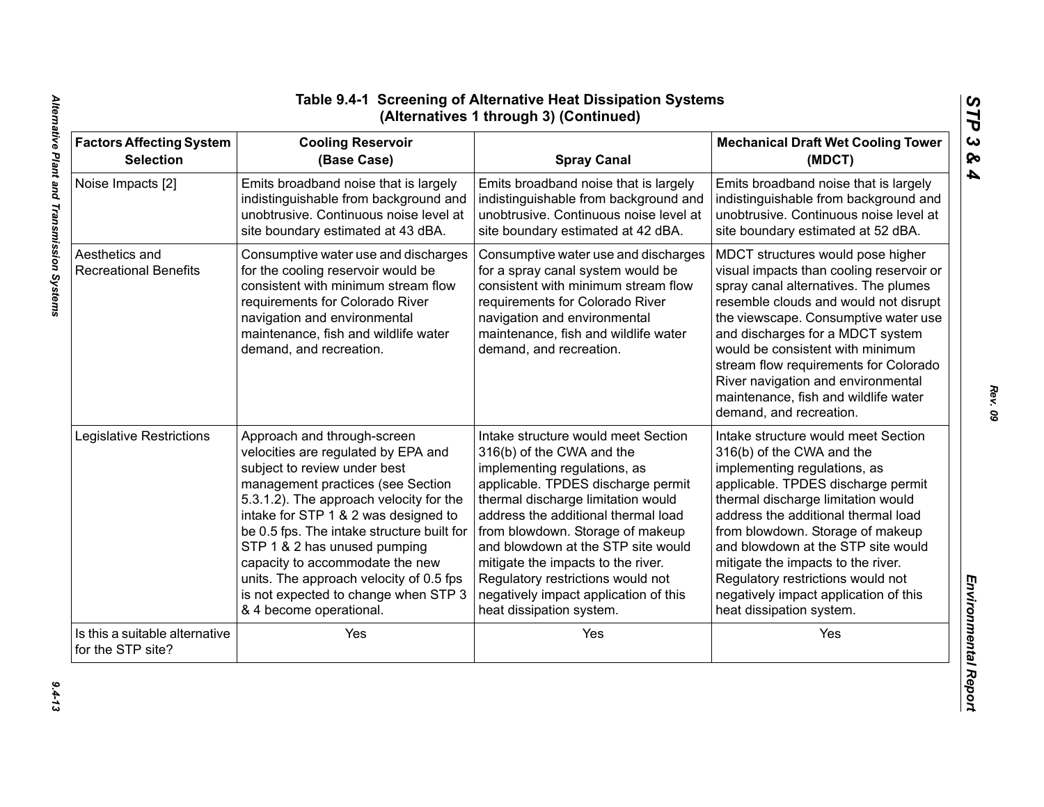# Table 9.4-1 Screening of Alternative Heat Dissipation Systems (Alternatives 1 through 3) (Continued)

| Factors Affecting System Selection | Cooling Reservoir (Base Case) | Spray Canal | Mechanical Draft Wet Cooling Tower (MDCT) |
|---|---|---|---|
| Noise Impacts [2] | Emits broadband noise that is largely indistinguishable from background and unobtrusive. Continuous noise level at site boundary estimated at 43 dBA. | Emits broadband noise that is largely indistinguishable from background and unobtrusive. Continuous noise level at site boundary estimated at 42 dBA. | Emits broadband noise that is largely indistinguishable from background and unobtrusive. Continuous noise level at site boundary estimated at 52 dBA. |
| Aesthetics and Recreational Benefits | Consumptive water use and discharges for the cooling reservoir would be consistent with minimum stream flow requirements for Colorado River navigation and environmental maintenance, fish and wildlife water demand, and recreation. | Consumptive water use and discharges for a spray canal system would be consistent with minimum stream flow requirements for Colorado River navigation and environmental maintenance, fish and wildlife water demand, and recreation. | MDCT structures would pose higher visual impacts than cooling reservoir or spray canal alternatives. The plumes resemble clouds and would not disrupt the viewscape. Consumptive water use and discharges for a MDCT system would be consistent with minimum stream flow requirements for Colorado River navigation and environmental maintenance, fish and wildlife water demand, and recreation. |
| Legislative Restrictions | Approach and through-screen velocities are regulated by EPA and subject to review under best management practices (see Section 5.3.1.2). The approach velocity for the intake for STP 1 & 2 was designed to be 0.5 fps. The intake structure built for STP 1 & 2 has unused pumping capacity to accommodate the new units. The approach velocity of 0.5 fps is not expected to change when STP 3 & 4 become operational. | Intake structure would meet Section 316(b) of the CWA and the implementing regulations, as applicable. TPDES discharge permit thermal discharge limitation would address the additional thermal load from blowdown. Storage of makeup and blowdown at the STP site would mitigate the impacts to the river. Regulatory restrictions would not negatively impact application of this heat dissipation system. | Intake structure would meet Section 316(b) of the CWA and the implementing regulations, as applicable. TPDES discharge permit thermal discharge limitation would address the additional thermal load from blowdown. Storage of makeup and blowdown at the STP site would mitigate the impacts to the river. Regulatory restrictions would not negatively impact application of this heat dissipation system. |
| Is this a suitable alternative for the STP site? | Yes | Yes | Yes |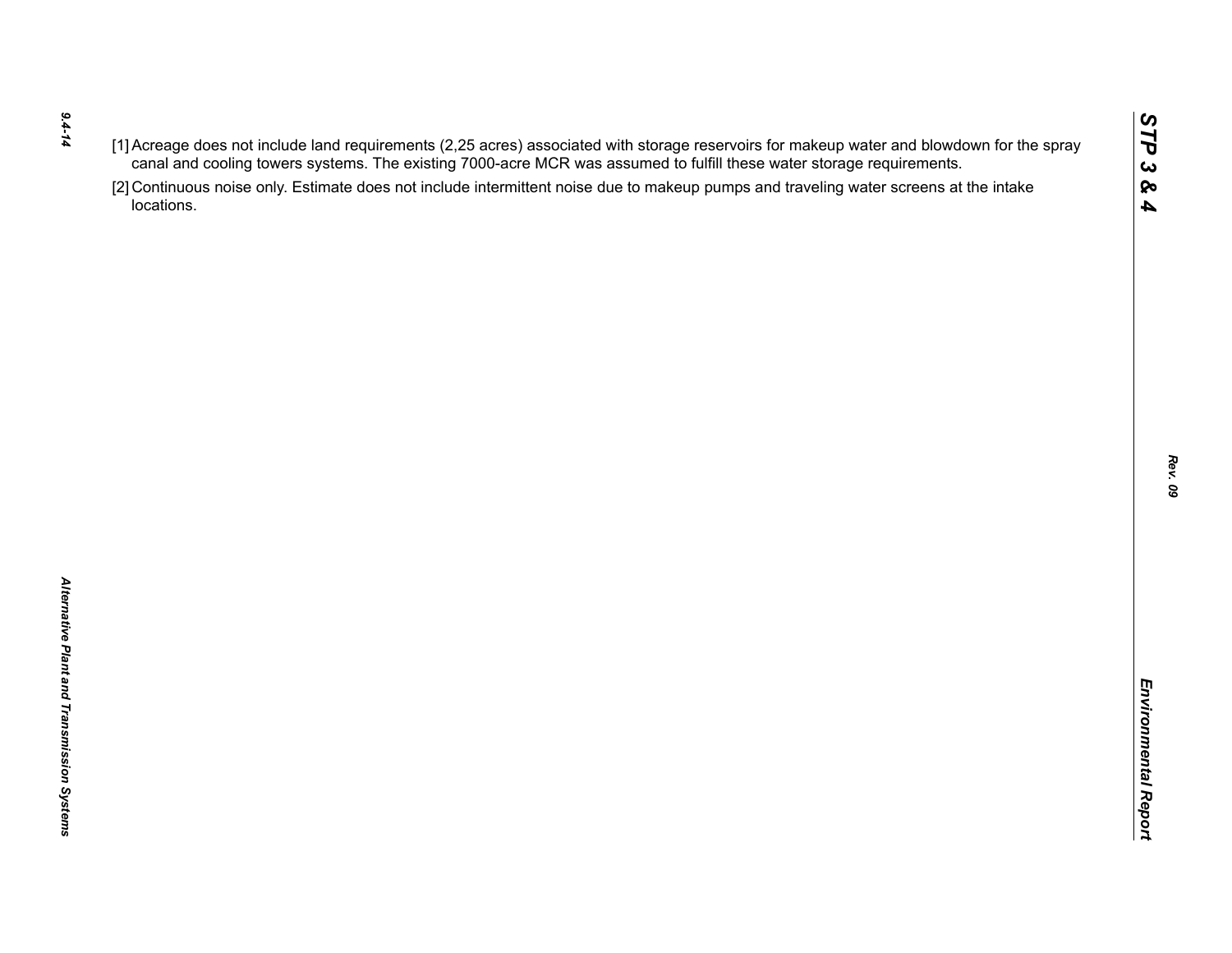[1] Acreage does not include land requirements (2,25 acres) associated with storage reservoirs for makeup water and blowdown for the spray canal and cooling towers systems. The existing 7000-acre MCR was assumed to fulfill these water storage requirements.

[2] Continuous noise only. Estimate does not include intermittent noise due to makeup pumps and traveling water screens at the intake locations.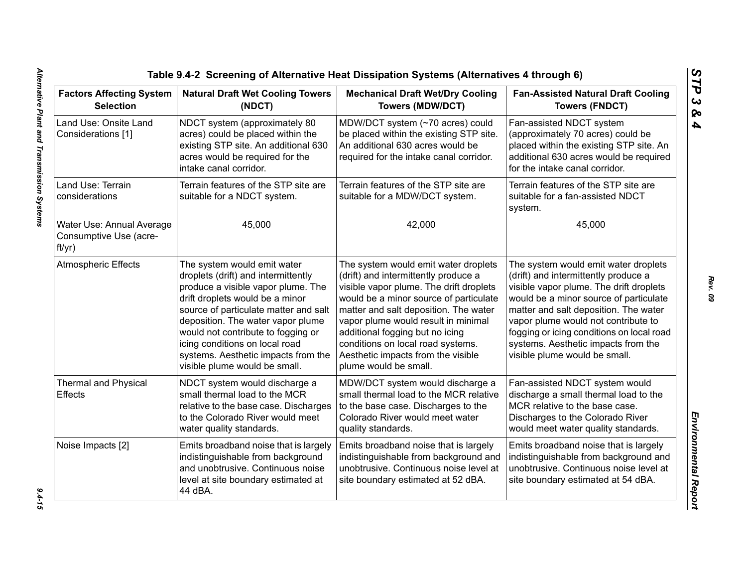**Table 9.4-2 Screening of Alternative Heat Dissipation Systems (Alternatives 4 through 6)**

| Factors Affecting System Selection | Natural Draft Wet Cooling Towers (NDCT) | Mechanical Draft Wet/Dry Cooling Towers (MDW/DCT) | Fan-Assisted Natural Draft Cooling Towers (FNDCT) |
|---|---|---|---|
| Land Use: Onsite Land Considerations [1] | NDCT system (approximately 80 acres) could be placed within the existing STP site. An additional 630 acres would be required for the intake canal corridor. | MDW/DCT system (~70 acres) could be placed within the existing STP site. An additional 630 acres would be required for the intake canal corridor. | Fan-assisted NDCT system (approximately 70 acres) could be placed within the existing STP site. An additional 630 acres would be required for the intake canal corridor. |
| Land Use: Terrain considerations | Terrain features of the STP site are suitable for a NDCT system. | Terrain features of the STP site are suitable for a MDW/DCT system. | Terrain features of the STP site are suitable for a fan-assisted NDCT system. |
| Water Use: Annual Average Consumptive Use (acre-ft/yr) | 45,000 | 42,000 | 45,000 |
| Atmospheric Effects | The system would emit water droplets (drift) and intermittently produce a visible vapor plume. The drift droplets would be a minor source of particulate matter and salt deposition. The water vapor plume would not contribute to fogging or icing conditions on local road systems. Aesthetic impacts from the visible plume would be small. | The system would emit water droplets (drift) and intermittently produce a visible vapor plume. The drift droplets would be a minor source of particulate matter and salt deposition. The water vapor plume would result in minimal additional fogging but no icing conditions on local road systems. Aesthetic impacts from the visible plume would be small. | The system would emit water droplets (drift) and intermittently produce a visible vapor plume. The drift droplets would be a minor source of particulate matter and salt deposition. The water vapor plume would not contribute to fogging or icing conditions on local road systems. Aesthetic impacts from the visible plume would be small. |
| Thermal and Physical Effects | NDCT system would discharge a small thermal load to the MCR relative to the base case. Discharges to the Colorado River would meet water quality standards. | MDW/DCT system would discharge a small thermal load to the MCR relative to the base case. Discharges to the Colorado River would meet water quality standards. | Fan-assisted NDCT system would discharge a small thermal load to the MCR relative to the base case. Discharges to the Colorado River would meet water quality standards. |
| Noise Impacts [2] | Emits broadband noise that is largely indistinguishable from background and unobtrusive. Continuous noise level at site boundary estimated at 44 dBA. | Emits broadband noise that is largely indistinguishable from background and unobtrusive. Continuous noise level at site boundary estimated at 52 dBA. | Emits broadband noise that is largely indistinguishable from background and unobtrusive. Continuous noise level at site boundary estimated at 54 dBA. |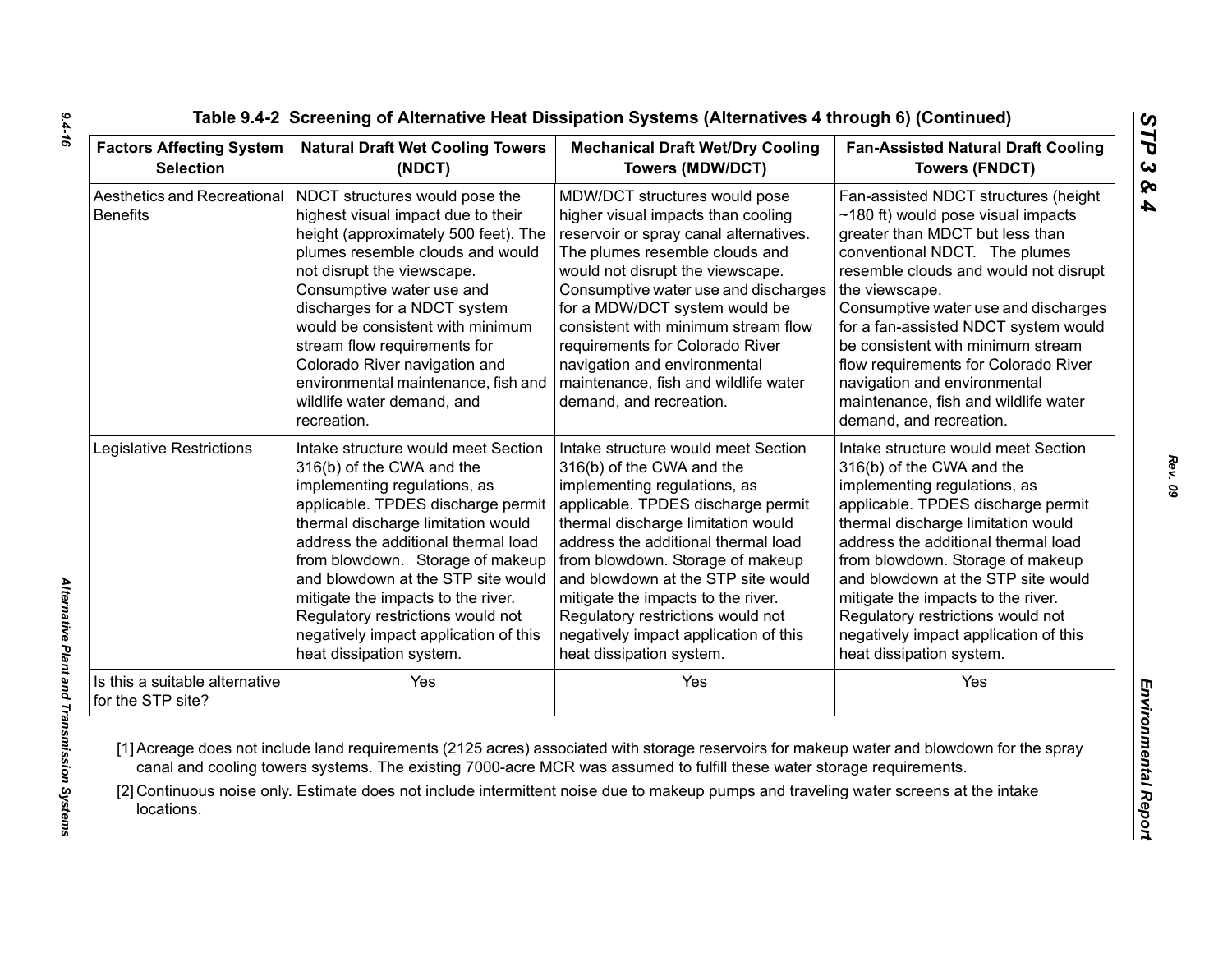**Table 9.4-2 Screening of Alternative Heat Dissipation Systems (Alternatives 4 through 6) (Continued)**

| Factors Affecting System Selection | Natural Draft Wet Cooling Towers (NDCT) | Mechanical Draft Wet/Dry Cooling Towers (MDW/DCT) | Fan-Assisted Natural Draft Cooling Towers (FNDCT) |
|---|---|---|---|
| Aesthetics and Recreational Benefits | NDCT structures would pose the highest visual impact due to their height (approximately 500 feet). The plumes resemble clouds and would not disrupt the viewscape. Consumptive water use and discharges for a NDCT system would be consistent with minimum stream flow requirements for Colorado River navigation and environmental maintenance, fish and wildlife water demand, and recreation. | MDW/DCT structures would pose higher visual impacts than cooling reservoir or spray canal alternatives. The plumes resemble clouds and would not disrupt the viewscape. Consumptive water use and discharges for a MDW/DCT system would be consistent with minimum stream flow requirements for Colorado River navigation and environmental maintenance, fish and wildlife water demand, and recreation. | Fan-assisted NDCT structures (height ~180 ft) would pose visual impacts greater than MDCT but less than conventional NDCT. The plumes resemble clouds and would not disrupt the viewscape. Consumptive water use and discharges for a fan-assisted NDCT system would be consistent with minimum stream flow requirements for Colorado River navigation and environmental maintenance, fish and wildlife water demand, and recreation. |
| Legislative Restrictions | Intake structure would meet Section 316(b) of the CWA and the implementing regulations, as applicable. TPDES discharge permit thermal discharge limitation would address the additional thermal load from blowdown. Storage of makeup and blowdown at the STP site would mitigate the impacts to the river. Regulatory restrictions would not negatively impact application of this heat dissipation system. | Intake structure would meet Section 316(b) of the CWA and the implementing regulations, as applicable. TPDES discharge permit thermal discharge limitation would address the additional thermal load from blowdown. Storage of makeup and blowdown at the STP site would mitigate the impacts to the river. Regulatory restrictions would not negatively impact application of this heat dissipation system. | Intake structure would meet Section 316(b) of the CWA and the implementing regulations, as applicable. TPDES discharge permit thermal discharge limitation would address the additional thermal load from blowdown. Storage of makeup and blowdown at the STP site would mitigate the impacts to the river. Regulatory restrictions would not negatively impact application of this heat dissipation system. |
| Is this a suitable alternative for the STP site? | Yes | Yes | Yes |

[1] Acreage does not include land requirements (2125 acres) associated with storage reservoirs for makeup water and blowdown for the spray canal and cooling towers systems. The existing 7000-acre MCR was assumed to fulfill these water storage requirements.

[2] Continuous noise only. Estimate does not include intermittent noise due to makeup pumps and traveling water screens at the intake locations.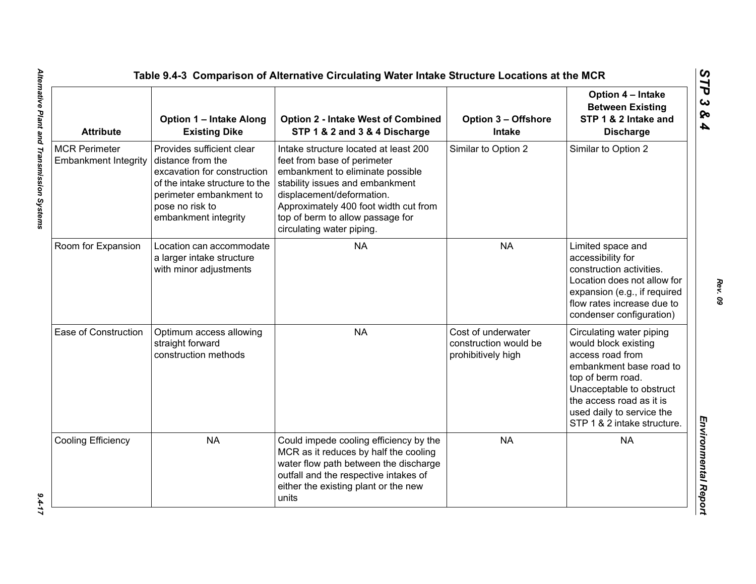## Table 9.4-3 Comparison of Alternative Circulating Water Intake Structure Locations at the MCR

| Attribute | Option 1 – Intake Along Existing Dike | Option 2 - Intake West of Combined STP 1 & 2 and 3 & 4 Discharge | Option 3 – Offshore Intake | Option 4 – Intake Between Existing STP 1 & 2 Intake and Discharge |
|---|---|---|---|---|
| MCR Perimeter Embankment Integrity | Provides sufficient clear distance from the excavation for construction of the intake structure to the perimeter embankment to pose no risk to embankment integrity | Intake structure located at least 200 feet from base of perimeter embankment to eliminate possible stability issues and embankment displacement/deformation. Approximately 400 foot width cut from top of berm to allow passage for circulating water piping. | Similar to Option 2 | Similar to Option 2 |
| Room for Expansion | Location can accommodate a larger intake structure with minor adjustments | NA | NA | Limited space and accessibility for construction activities. Location does not allow for expansion (e.g., if required flow rates increase due to condenser configuration) |
| Ease of Construction | Optimum access allowing straight forward construction methods | NA | Cost of underwater construction would be prohibitively high | Circulating water piping would block existing access road from embankment base road to top of berm road. Unacceptable to obstruct the access road as it is used daily to service the STP 1 & 2 intake structure. |
| Cooling Efficiency | NA | Could impede cooling efficiency by the MCR as it reduces by half the cooling water flow path between the discharge outfall and the respective intakes of either the existing plant or the new units | NA | NA |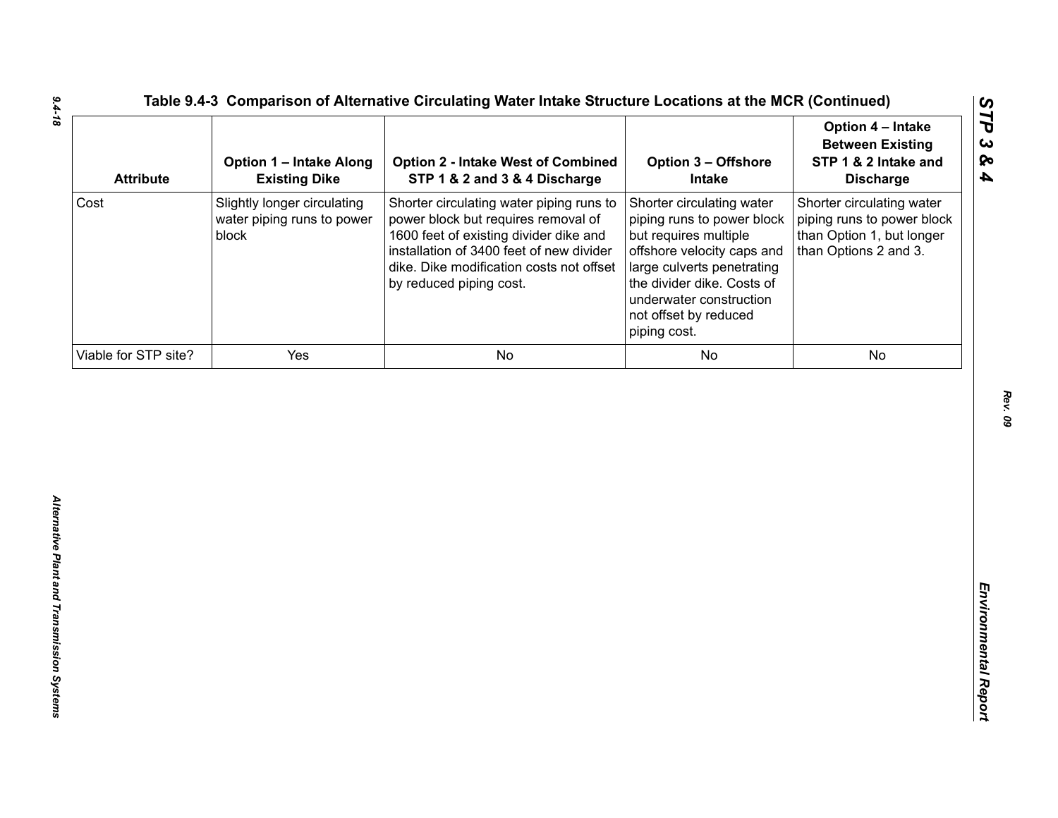## Table 9.4-3 Comparison of Alternative Circulating Water Intake Structure Locations at the MCR (Continued)

| Attribute | Option 1 – Intake Along Existing Dike | Option 2 - Intake West of Combined STP 1 & 2 and 3 & 4 Discharge | Option 3 – Offshore Intake | Option 4 – Intake Between Existing STP 1 & 2 Intake and Discharge |
|---|---|---|---|---|
| Cost | Slightly longer circulating water piping runs to power block | Shorter circulating water piping runs to power block but requires removal of 1600 feet of existing divider dike and installation of 3400 feet of new divider dike. Dike modification costs not offset by reduced piping cost. | Shorter circulating water piping runs to power block but requires multiple offshore velocity caps and large culverts penetrating the divider dike. Costs of underwater construction not offset by reduced piping cost. | Shorter circulating water piping runs to power block than Option 1, but longer than Options 2 and 3. |
| Viable for STP site? | Yes | No | No | No |